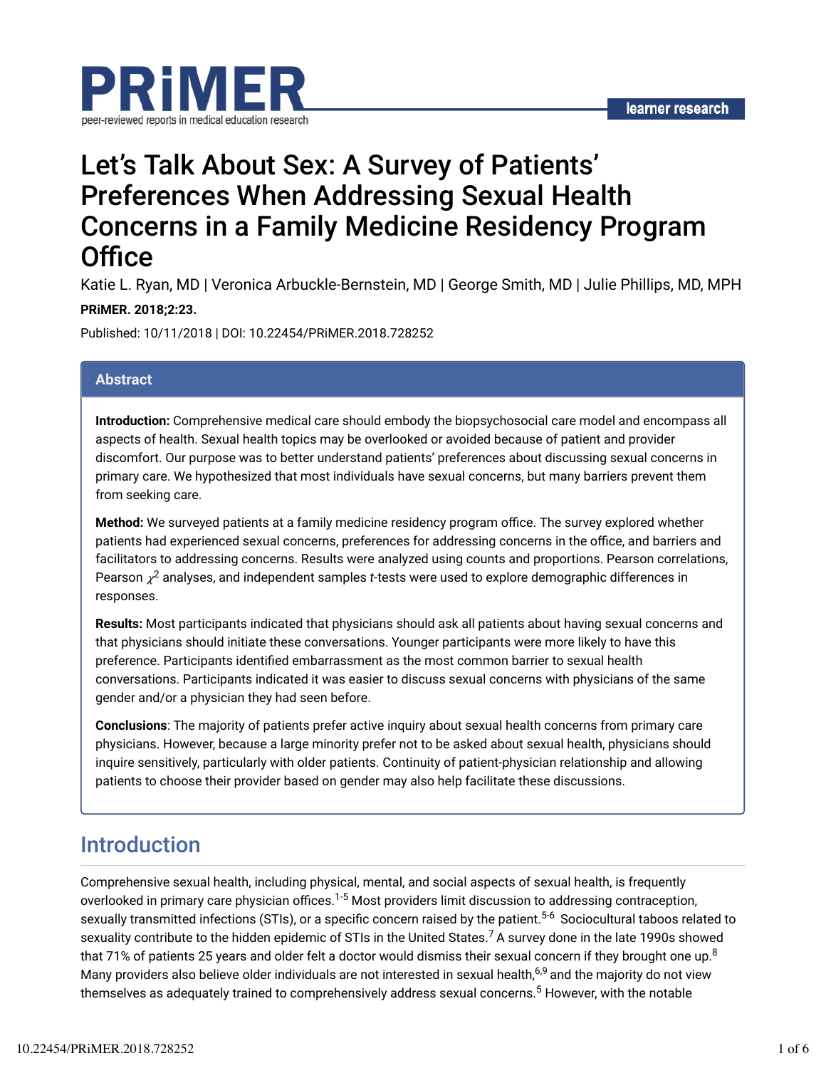PRiMER

peer-reviewed reports in medical education research

learner research

# Let's Talk About Sex: A Survey of Patients' Preferences When Addressing Sexual Health Concerns in a Family Medicine Residency Program Office

Katie L. Ryan, MD | Veronica Arbuckle-Bernstein, MD | George Smith, MD | Julie Phillips, MD, MPH

**PRiMER. 2018;2:23.**

Published: 10/11/2018 | DOI: 10.22454/PRiMER.2018.728252

## Abstract

**Introduction:** Comprehensive medical care should embody the biopsychosocial care model and encompass all aspects of health. Sexual health topics may be overlooked or avoided because of patient and provider discomfort. Our purpose was to better understand patients' preferences about discussing sexual concerns in primary care. We hypothesized that most individuals have sexual concerns, but many barriers prevent them from seeking care.

**Method:** We surveyed patients at a family medicine residency program office. The survey explored whether patients had experienced sexual concerns, preferences for addressing concerns in the office, and barriers and facilitators to addressing concerns. Results were analyzed using counts and proportions. Pearson correlations, Pearson $\chi^2$ analyses, and independent samples *t*-tests were used to explore demographic differences in responses.

**Results:** Most participants indicated that physicians should ask all patients about having sexual concerns and that physicians should initiate these conversations. Younger participants were more likely to have this preference. Participants identified embarrassment as the most common barrier to sexual health conversations. Participants indicated it was easier to discuss sexual concerns with physicians of the same gender and/or a physician they had seen before.

**Conclusions**: The majority of patients prefer active inquiry about sexual health concerns from primary care physicians. However, because a large minority prefer not to be asked about sexual health, physicians should inquire sensitively, particularly with older patients. Continuity of patient-physician relationship and allowing patients to choose their provider based on gender may also help facilitate these discussions.

## Introduction

Comprehensive sexual health, including physical, mental, and social aspects of sexual health, is frequently overlooked in primary care physician offices.[1-5] Most providers limit discussion to addressing contraception, sexually transmitted infections (STIs), or a specific concern raised by the patient.[5-6] Sociocultural taboos related to sexuality contribute to the hidden epidemic of STIs in the United States.[7] A survey done in the late 1990s showed that 71% of patients 25 years and older felt a doctor would dismiss their sexual concern if they brought one up.[8] Many providers also believe older individuals are not interested in sexual health,[6,9] and the majority do not view themselves as adequately trained to comprehensively address sexual concerns.[5] However, with the notable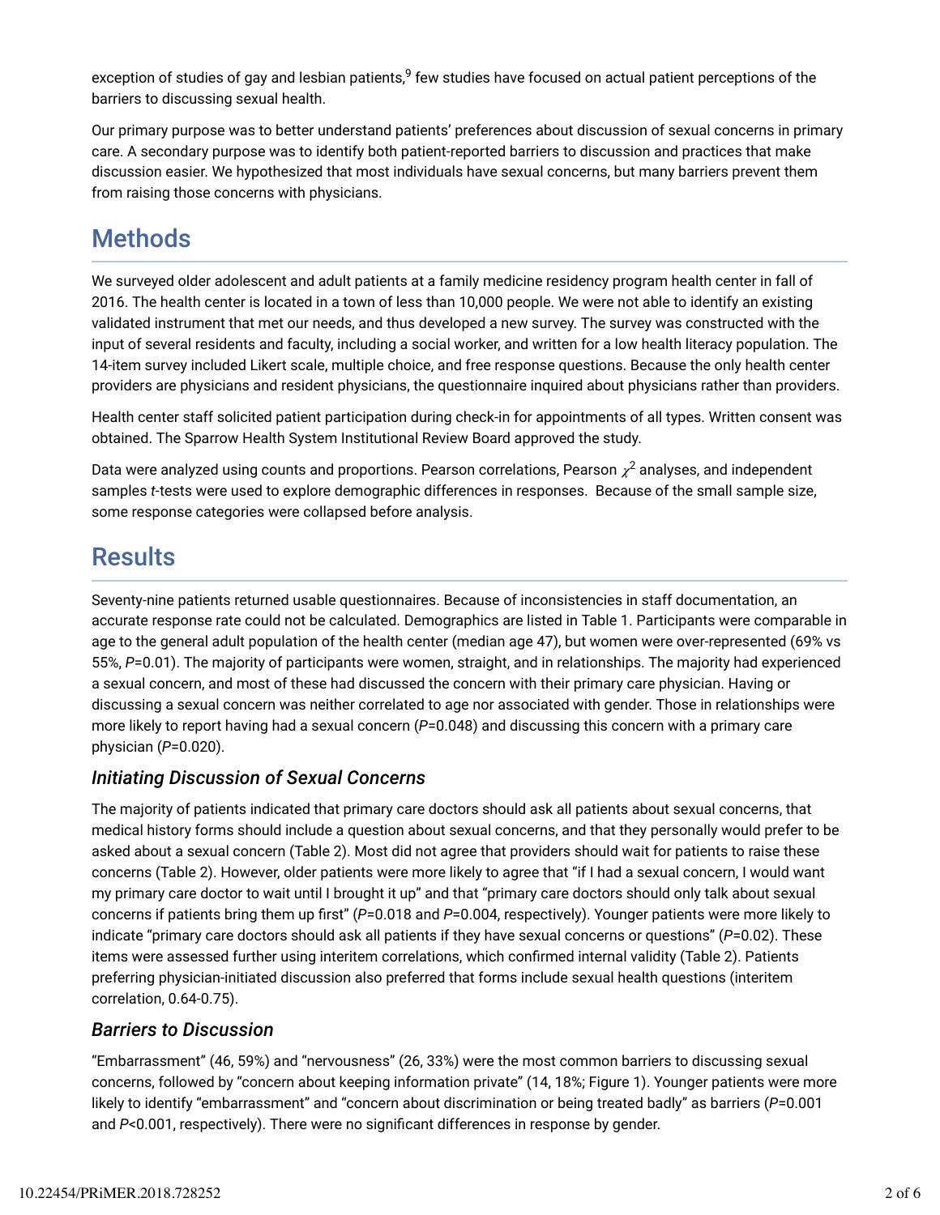exception of studies of gay and lesbian patients,[9] few studies have focused on actual patient perceptions of the barriers to discussing sexual health.

Our primary purpose was to better understand patients' preferences about discussion of sexual concerns in primary care. A secondary purpose was to identify both patient-reported barriers to discussion and practices that make discussion easier. We hypothesized that most individuals have sexual concerns, but many barriers prevent them from raising those concerns with physicians.

## Methods

We surveyed older adolescent and adult patients at a family medicine residency program health center in fall of 2016. The health center is located in a town of less than 10,000 people. We were not able to identify an existing validated instrument that met our needs, and thus developed a new survey. The survey was constructed with the input of several residents and faculty, including a social worker, and written for a low health literacy population. The 14-item survey included Likert scale, multiple choice, and free response questions. Because the only health center providers are physicians and resident physicians, the questionnaire inquired about physicians rather than providers.

Health center staff solicited patient participation during check-in for appointments of all types. Written consent was obtained. The Sparrow Health System Institutional Review Board approved the study.

Data were analyzed using counts and proportions. Pearson correlations, Pearson $\chi^2$ analyses, and independent samples *t*-tests were used to explore demographic differences in responses. Because of the small sample size, some response categories were collapsed before analysis.

## Results

Seventy-nine patients returned usable questionnaires. Because of inconsistencies in staff documentation, an accurate response rate could not be calculated. Demographics are listed in Table 1. Participants were comparable in age to the general adult population of the health center (median age 47), but women were over-represented (69% vs 55%, $P$=0.01). The majority of participants were women, straight, and in relationships. The majority had experienced a sexual concern, and most of these had discussed the concern with their primary care physician. Having or discussing a sexual concern was neither correlated to age nor associated with gender. Those in relationships were more likely to report having had a sexual concern ($P$=0.048) and discussing this concern with a primary care physician ($P$=0.020).

### *Initiating Discussion of Sexual Concerns*

The majority of patients indicated that primary care doctors should ask all patients about sexual concerns, that medical history forms should include a question about sexual concerns, and that they personally would prefer to be asked about a sexual concern (Table 2). Most did not agree that providers should wait for patients to raise these concerns (Table 2). However, older patients were more likely to agree that "if I had a sexual concern, I would want my primary care doctor to wait until I brought it up" and that "primary care doctors should only talk about sexual concerns if patients bring them up first" ($P$=0.018 and $P$=0.004, respectively). Younger patients were more likely to indicate "primary care doctors should ask all patients if they have sexual concerns or questions" ($P$=0.02). These items were assessed further using interitem correlations, which confirmed internal validity (Table 2). Patients preferring physician-initiated discussion also preferred that forms include sexual health questions (interitem correlation, 0.64-0.75).

### *Barriers to Discussion*

"Embarrassment" (46, 59%) and "nervousness" (26, 33%) were the most common barriers to discussing sexual concerns, followed by "concern about keeping information private" (14, 18%; Figure 1). Younger patients were more likely to identify "embarrassment" and "concern about discrimination or being treated badly" as barriers ($P$=0.001 and $P$<0.001, respectively). There were no significant differences in response by gender.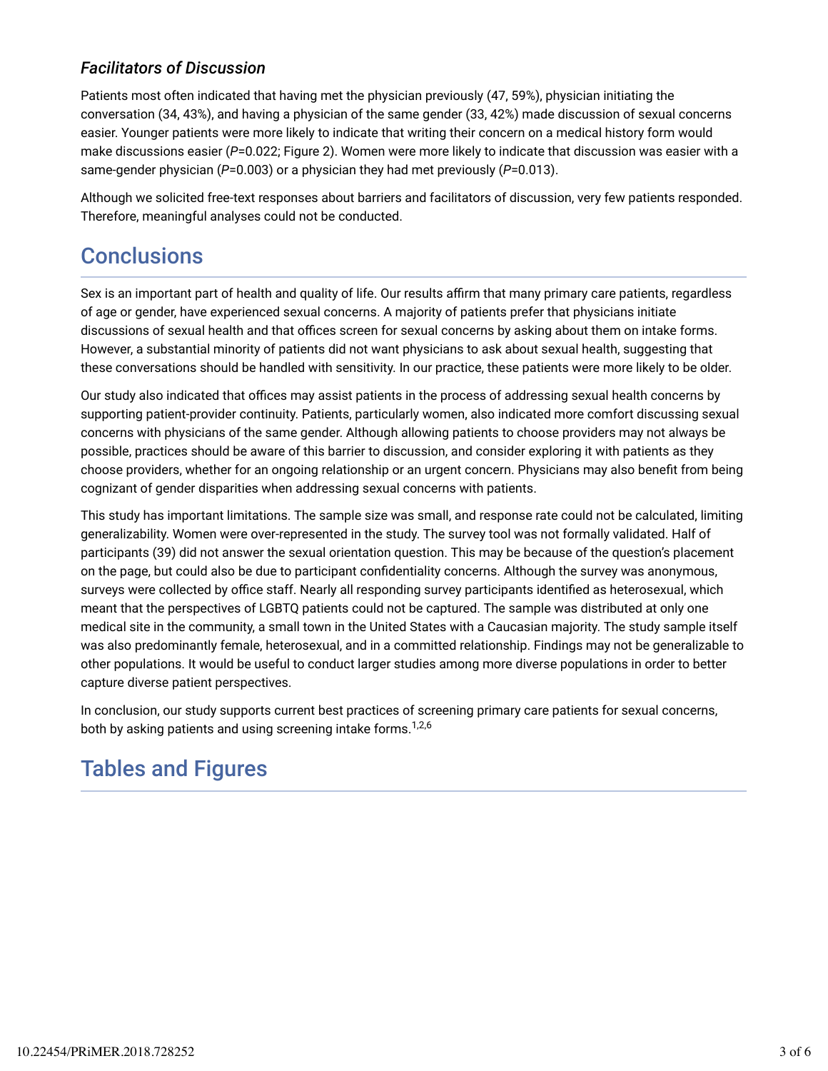### *Facilitators of Discussion*

Patients most often indicated that having met the physician previously (47, 59%), physician initiating the conversation (34, 43%), and having a physician of the same gender (33, 42%) made discussion of sexual concerns easier. Younger patients were more likely to indicate that writing their concern on a medical history form would make discussions easier (*P*=0.022; Figure 2). Women were more likely to indicate that discussion was easier with a same-gender physician (*P*=0.003) or a physician they had met previously (*P*=0.013).

Although we solicited free-text responses about barriers and facilitators of discussion, very few patients responded. Therefore, meaningful analyses could not be conducted.

## Conclusions

Sex is an important part of health and quality of life. Our results affirm that many primary care patients, regardless of age or gender, have experienced sexual concerns. A majority of patients prefer that physicians initiate discussions of sexual health and that offices screen for sexual concerns by asking about them on intake forms. However, a substantial minority of patients did not want physicians to ask about sexual health, suggesting that these conversations should be handled with sensitivity. In our practice, these patients were more likely to be older.

Our study also indicated that offices may assist patients in the process of addressing sexual health concerns by supporting patient-provider continuity. Patients, particularly women, also indicated more comfort discussing sexual concerns with physicians of the same gender. Although allowing patients to choose providers may not always be possible, practices should be aware of this barrier to discussion, and consider exploring it with patients as they choose providers, whether for an ongoing relationship or an urgent concern. Physicians may also benefit from being cognizant of gender disparities when addressing sexual concerns with patients.

This study has important limitations. The sample size was small, and response rate could not be calculated, limiting generalizability. Women were over-represented in the study. The survey tool was not formally validated. Half of participants (39) did not answer the sexual orientation question. This may be because of the question's placement on the page, but could also be due to participant confidentiality concerns. Although the survey was anonymous, surveys were collected by office staff. Nearly all responding survey participants identified as heterosexual, which meant that the perspectives of LGBTQ patients could not be captured. The sample was distributed at only one medical site in the community, a small town in the United States with a Caucasian majority. The study sample itself was also predominantly female, heterosexual, and in a committed relationship. Findings may not be generalizable to other populations. It would be useful to conduct larger studies among more diverse populations in order to better capture diverse patient perspectives.

In conclusion, our study supports current best practices of screening primary care patients for sexual concerns, both by asking patients and using screening intake forms.[1,2,6]

## Tables and Figures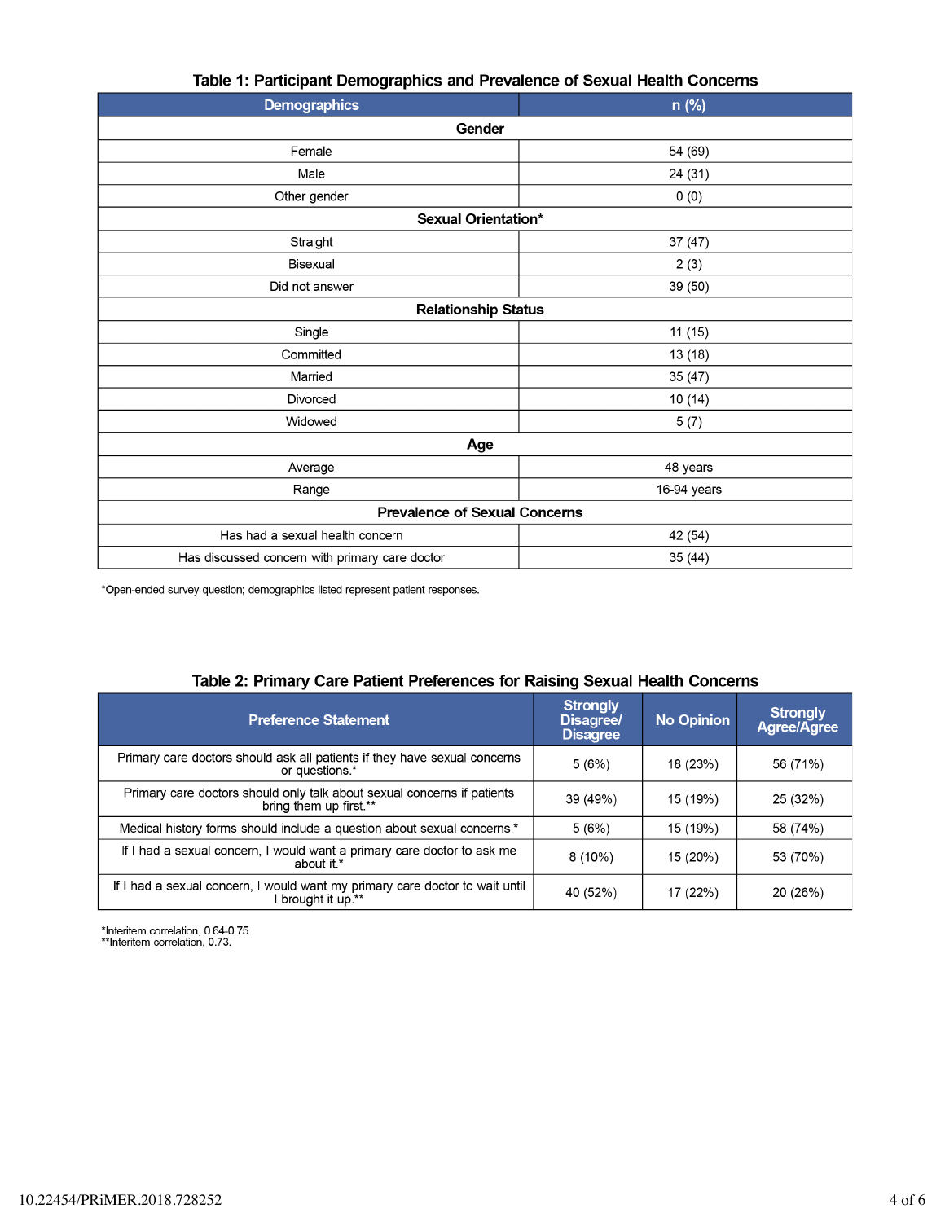**Table 1: Participant Demographics and Prevalence of Sexual Health Concerns**

| Demographics | n (%) |
|---|---|
| **Gender** | |
| Female | 54 (69) |
| Male | 24 (31) |
| Other gender | 0 (0) |
| **Sexual Orientation*** | |
| Straight | 37 (47) |
| Bisexual | 2 (3) |
| Did not answer | 39 (50) |
| **Relationship Status** | |
| Single | 11 (15) |
| Committed | 13 (18) |
| Married | 35 (47) |
| Divorced | 10 (14) |
| Widowed | 5 (7) |
| **Age** | |
| Average | 48 years |
| Range | 16-94 years |
| **Prevalence of Sexual Concerns** | |
| Has had a sexual health concern | 42 (54) |
| Has discussed concern with primary care doctor | 35 (44) |

*Open-ended survey question; demographics listed represent patient responses.

**Table 2: Primary Care Patient Preferences for Raising Sexual Health Concerns**

| Preference Statement | Strongly Disagree/ Disagree | No Opinion | Strongly Agree/Agree |
|---|---|---|---|
| Primary care doctors should ask all patients if they have sexual concerns or questions.* | 5 (6%) | 18 (23%) | 56 (71%) |
| Primary care doctors should only talk about sexual concerns if patients bring them up first.** | 39 (49%) | 15 (19%) | 25 (32%) |
| Medical history forms should include a question about sexual concerns.* | 5 (6%) | 15 (19%) | 58 (74%) |
| If I had a sexual concern, I would want a primary care doctor to ask me about it.* | 8 (10%) | 15 (20%) | 53 (70%) |
| If I had a sexual concern, I would want my primary care doctor to wait until I brought it up.** | 40 (52%) | 17 (22%) | 20 (26%) |

*Interitem correlation, 0.64-0.75.
**Interitem correlation, 0.73.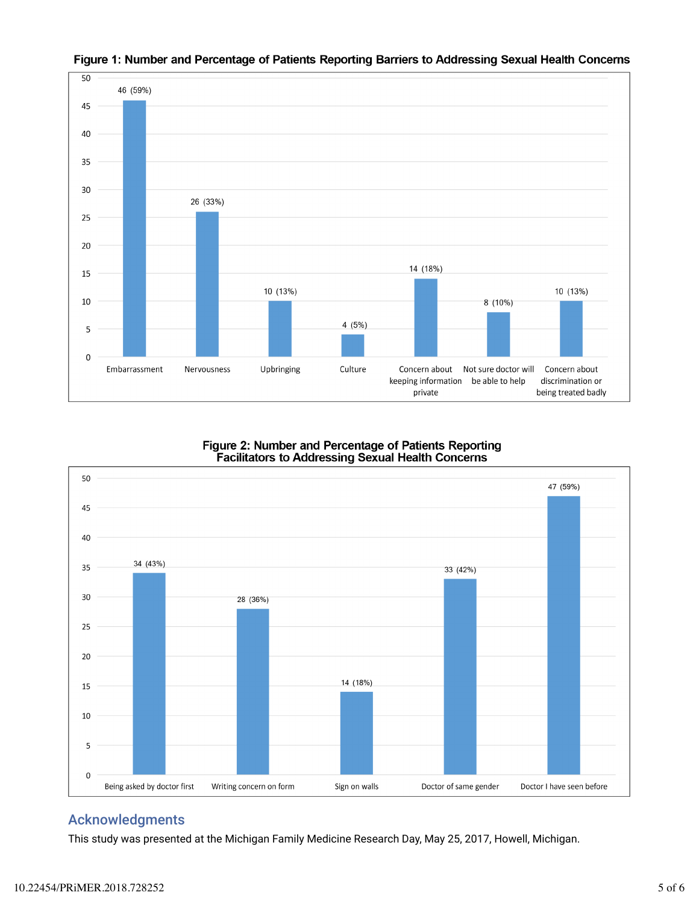**Figure 1: Number and Percentage of Patients Reporting Barriers to Addressing Sexual Health Concerns**

50
45
40
35
30
25
20
15
10
5
0

46 (59%)
26 (33%)
10 (13%)
4 (5%)
14 (18%)
8 (10%)
10 (13%)

Embarrassment
Nervousness
Upbringing
Culture
Concern about keeping information private
Not sure doctor will be able to help
Concern about discrimination or being treated badly

**Figure 2: Number and Percentage of Patients Reporting Facilitators to Addressing Sexual Health Concerns**

50
45
40
35
30
25
20
15
10
5
0

34 (43%)
28 (36%)
14 (18%)
33 (42%)
47 (59%)

Being asked by doctor first
Writing concern on form
Sign on walls
Doctor of same gender
Doctor I have seen before

## Acknowledgments

This study was presented at the Michigan Family Medicine Research Day, May 25, 2017, Howell, Michigan.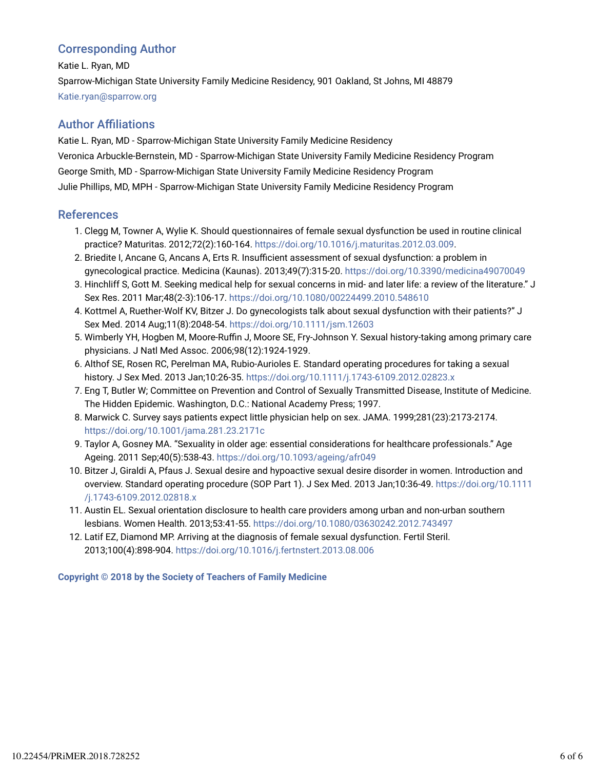## Corresponding Author

Katie L. Ryan, MD

Sparrow-Michigan State University Family Medicine Residency, 901 Oakland, St Johns, MI 48879

Katie.ryan@sparrow.org

## Author Affiliations

Katie L. Ryan, MD - Sparrow-Michigan State University Family Medicine Residency

Veronica Arbuckle-Bernstein, MD - Sparrow-Michigan State University Family Medicine Residency Program

George Smith, MD - Sparrow-Michigan State University Family Medicine Residency Program

Julie Phillips, MD, MPH - Sparrow-Michigan State University Family Medicine Residency Program

## References

1. Clegg M, Towner A, Wylie K. Should questionnaires of female sexual dysfunction be used in routine clinical practice? Maturitas. 2012;72(2):160-164. https://doi.org/10.1016/j.maturitas.2012.03.009.
2. Briedite I, Ancane G, Ancans A, Erts R. Insufficient assessment of sexual dysfunction: a problem in gynecological practice. Medicina (Kaunas). 2013;49(7):315-20. https://doi.org/10.3390/medicina49070049
3. Hinchliff S, Gott M. Seeking medical help for sexual concerns in mid- and later life: a review of the literature." J Sex Res. 2011 Mar;48(2-3):106-17. https://doi.org/10.1080/00224499.2010.548610
4. Kottmel A, Ruether-Wolf KV, Bitzer J. Do gynecologists talk about sexual dysfunction with their patients?" J Sex Med. 2014 Aug;11(8):2048-54. https://doi.org/10.1111/jsm.12603
5. Wimberly YH, Hogben M, Moore-Ruffin J, Moore SE, Fry-Johnson Y. Sexual history-taking among primary care physicians. J Natl Med Assoc. 2006;98(12):1924-1929.
6. Althof SE, Rosen RC, Perelman MA, Rubio-Aurioles E. Standard operating procedures for taking a sexual history. J Sex Med. 2013 Jan;10:26-35. https://doi.org/10.1111/j.1743-6109.2012.02823.x
7. Eng T, Butler W; Committee on Prevention and Control of Sexually Transmitted Disease, Institute of Medicine. The Hidden Epidemic. Washington, D.C.: National Academy Press; 1997.
8. Marwick C. Survey says patients expect little physician help on sex. JAMA. 1999;281(23):2173-2174. https://doi.org/10.1001/jama.281.23.2171c
9. Taylor A, Gosney MA. "Sexuality in older age: essential considerations for healthcare professionals." Age Ageing. 2011 Sep;40(5):538-43. https://doi.org/10.1093/ageing/afr049
10. Bitzer J, Giraldi A, Pfaus J. Sexual desire and hypoactive sexual desire disorder in women. Introduction and overview. Standard operating procedure (SOP Part 1). J Sex Med. 2013 Jan;10:36-49. https://doi.org/10.1111/j.1743-6109.2012.02818.x
11. Austin EL. Sexual orientation disclosure to health care providers among urban and non-urban southern lesbians. Women Health. 2013;53:41-55. https://doi.org/10.1080/03630242.2012.743497
12. Latif EZ, Diamond MP. Arriving at the diagnosis of female sexual dysfunction. Fertil Steril. 2013;100(4):898-904. https://doi.org/10.1016/j.fertnstert.2013.08.006

**Copyright © 2018 by the Society of Teachers of Family Medicine**